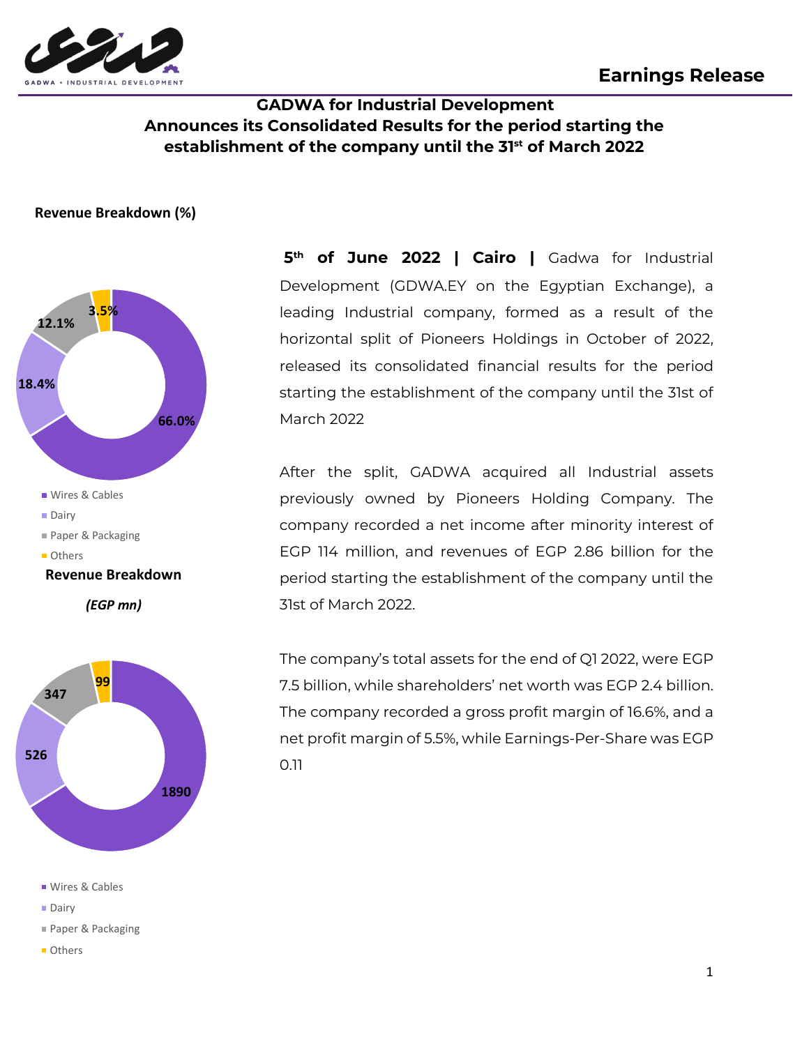# Earnings Release

## GADWA for Industrial Development
## Announces its Consolidated Results for the period starting the establishment of the company until the 31st of March 2022

**Revenue Breakdown (%)**

- Wires & Cables: 66.0%
- Dairy: 18.4%
- Paper & Packaging: 12.1%
- Others: 3.5%

**Revenue Breakdown**

***(EGP mn)***

- Wires & Cables: 1890
- Dairy: 526
- Paper & Packaging: 347
- Others: 99

**5th of June 2022 | Cairo |** Gadwa for Industrial Development (GDWA.EY on the Egyptian Exchange), a leading Industrial company, formed as a result of the horizontal split of Pioneers Holdings in October of 2022, released its consolidated financial results for the period starting the establishment of the company until the 31st of March 2022

After the split, GADWA acquired all Industrial assets previously owned by Pioneers Holding Company. The company recorded a net income after minority interest of EGP 114 million, and revenues of EGP 2.86 billion for the period starting the establishment of the company until the 31st of March 2022.

The company's total assets for the end of Q1 2022, were EGP 7.5 billion, while shareholders' net worth was EGP 2.4 billion. The company recorded a gross profit margin of 16.6%, and a net profit margin of 5.5%, while Earnings-Per-Share was EGP 0.11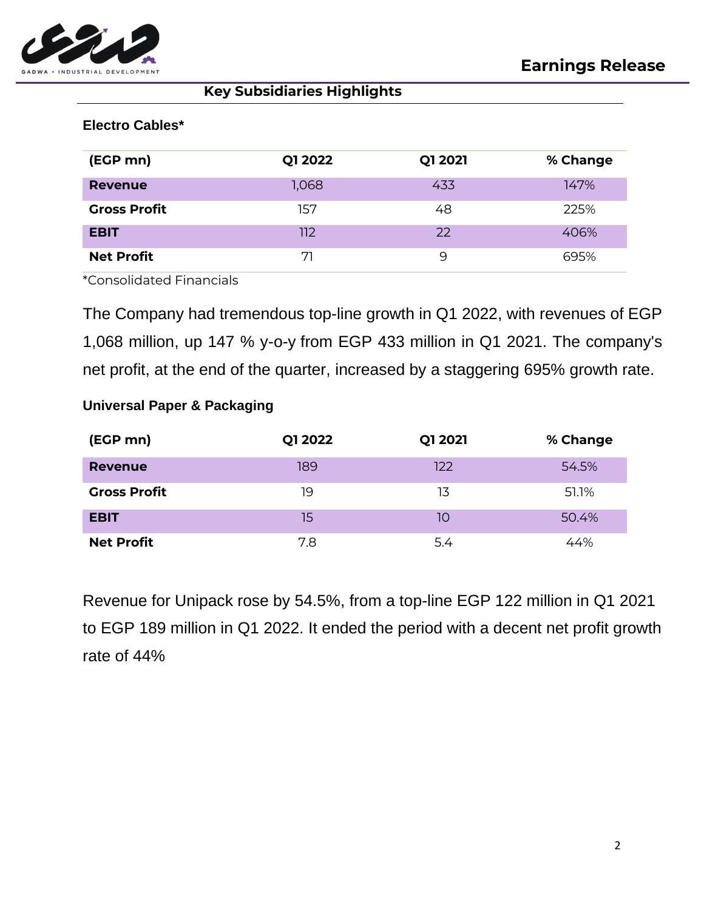## Key Subsidiaries Highlights

### Electro Cables*

| (EGP mn) | Q1 2022 | Q1 2021 | % Change |
|---|---|---|---|
| **Revenue** | 1,068 | 433 | 147% |
| **Gross Profit** | 157 | 48 | 225% |
| **EBIT** | 112 | 22 | 406% |
| **Net Profit** | 71 | 9 | 695% |

*Consolidated Financials

The Company had tremendous top-line growth in Q1 2022, with revenues of EGP 1,068 million, up 147 % y-o-y from EGP 433 million in Q1 2021. The company's net profit, at the end of the quarter, increased by a staggering 695% growth rate.

### Universal Paper & Packaging

| (EGP mn) | Q1 2022 | Q1 2021 | % Change |
|---|---|---|---|
| **Revenue** | 189 | 122 | 54.5% |
| **Gross Profit** | 19 | 13 | 51.1% |
| **EBIT** | 15 | 10 | 50.4% |
| **Net Profit** | 7.8 | 5.4 | 44% |

Revenue for Unipack rose by 54.5%, from a top-line EGP 122 million in Q1 2021 to EGP 189 million in Q1 2022. It ended the period with a decent net profit growth rate of 44%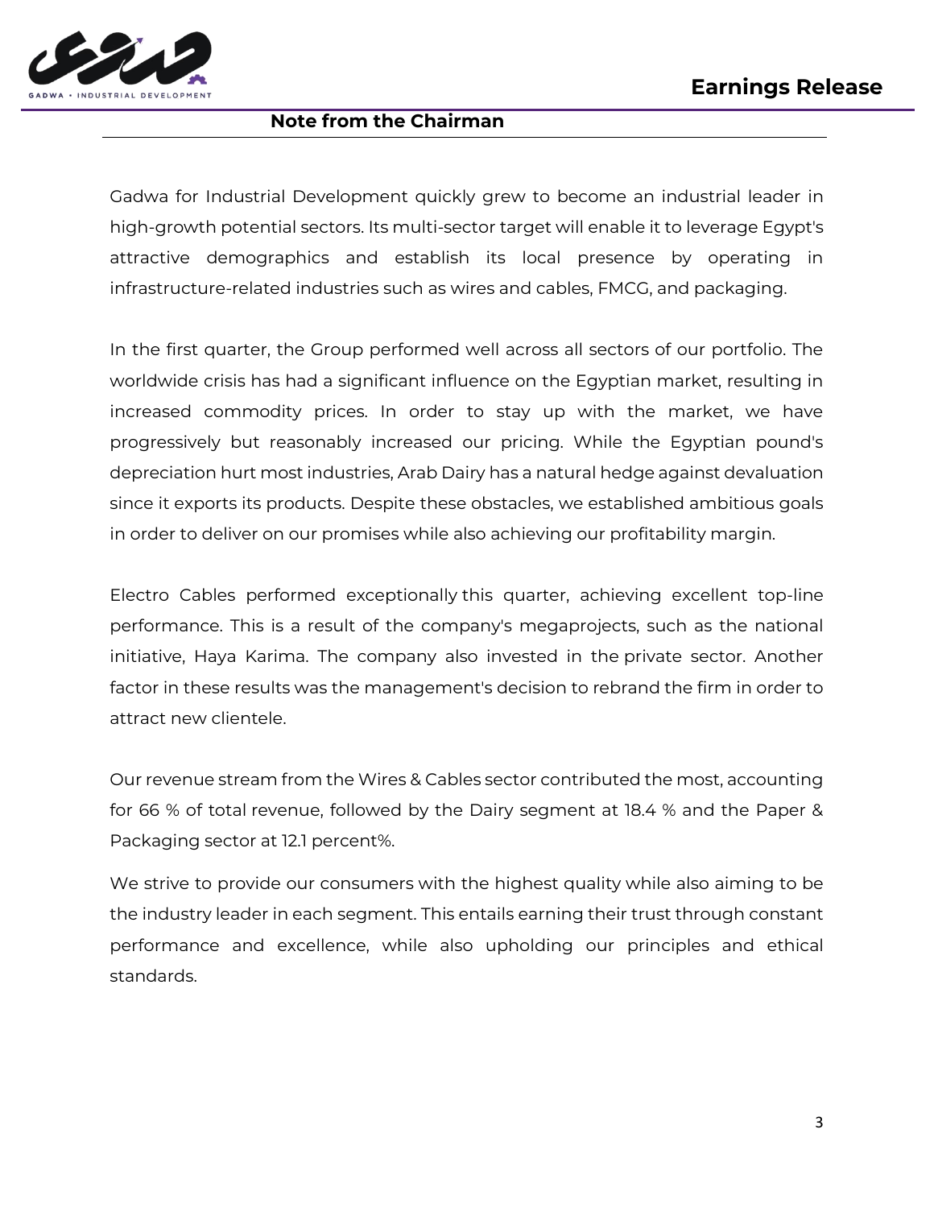## Note from the Chairman

Gadwa for Industrial Development quickly grew to become an industrial leader in high-growth potential sectors. Its multi-sector target will enable it to leverage Egypt's attractive demographics and establish its local presence by operating in infrastructure-related industries such as wires and cables, FMCG, and packaging.

In the first quarter, the Group performed well across all sectors of our portfolio. The worldwide crisis has had a significant influence on the Egyptian market, resulting in increased commodity prices. In order to stay up with the market, we have progressively but reasonably increased our pricing. While the Egyptian pound's depreciation hurt most industries, Arab Dairy has a natural hedge against devaluation since it exports its products. Despite these obstacles, we established ambitious goals in order to deliver on our promises while also achieving our profitability margin.

Electro Cables performed exceptionally this quarter, achieving excellent top-line performance. This is a result of the company's megaprojects, such as the national initiative, Haya Karima. The company also invested in the private sector. Another factor in these results was the management's decision to rebrand the firm in order to attract new clientele.

Our revenue stream from the Wires & Cables sector contributed the most, accounting for 66 % of total revenue, followed by the Dairy segment at 18.4 % and the Paper & Packaging sector at 12.1 percent%.

We strive to provide our consumers with the highest quality while also aiming to be the industry leader in each segment. This entails earning their trust through constant performance and excellence, while also upholding our principles and ethical standards.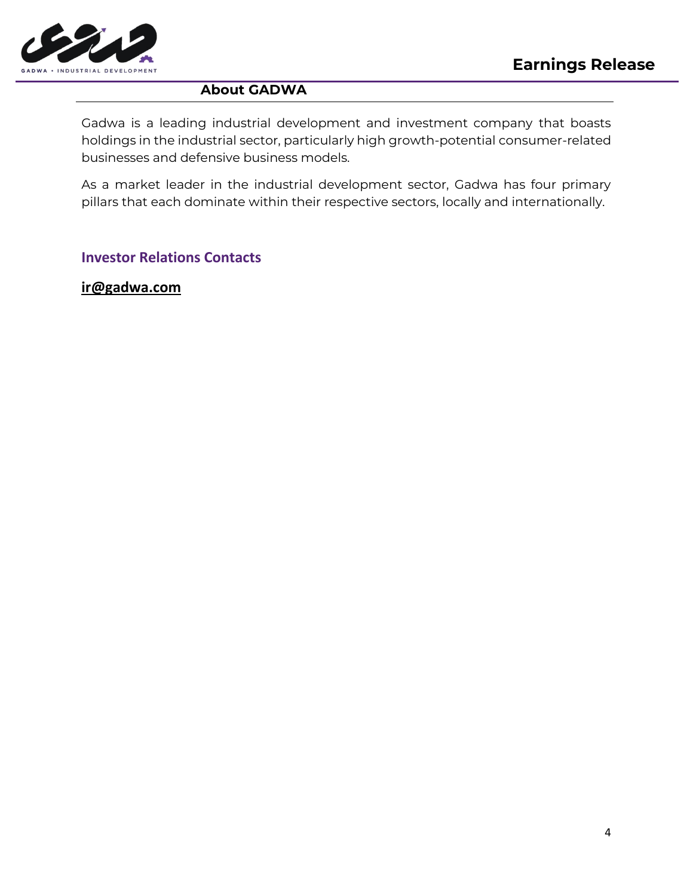## About GADWA

Gadwa is a leading industrial development and investment company that boasts holdings in the industrial sector, particularly high growth-potential consumer-related businesses and defensive business models.

As a market leader in the industrial development sector, Gadwa has four primary pillars that each dominate within their respective sectors, locally and internationally.

### Investor Relations Contacts

**ir@gadwa.com**